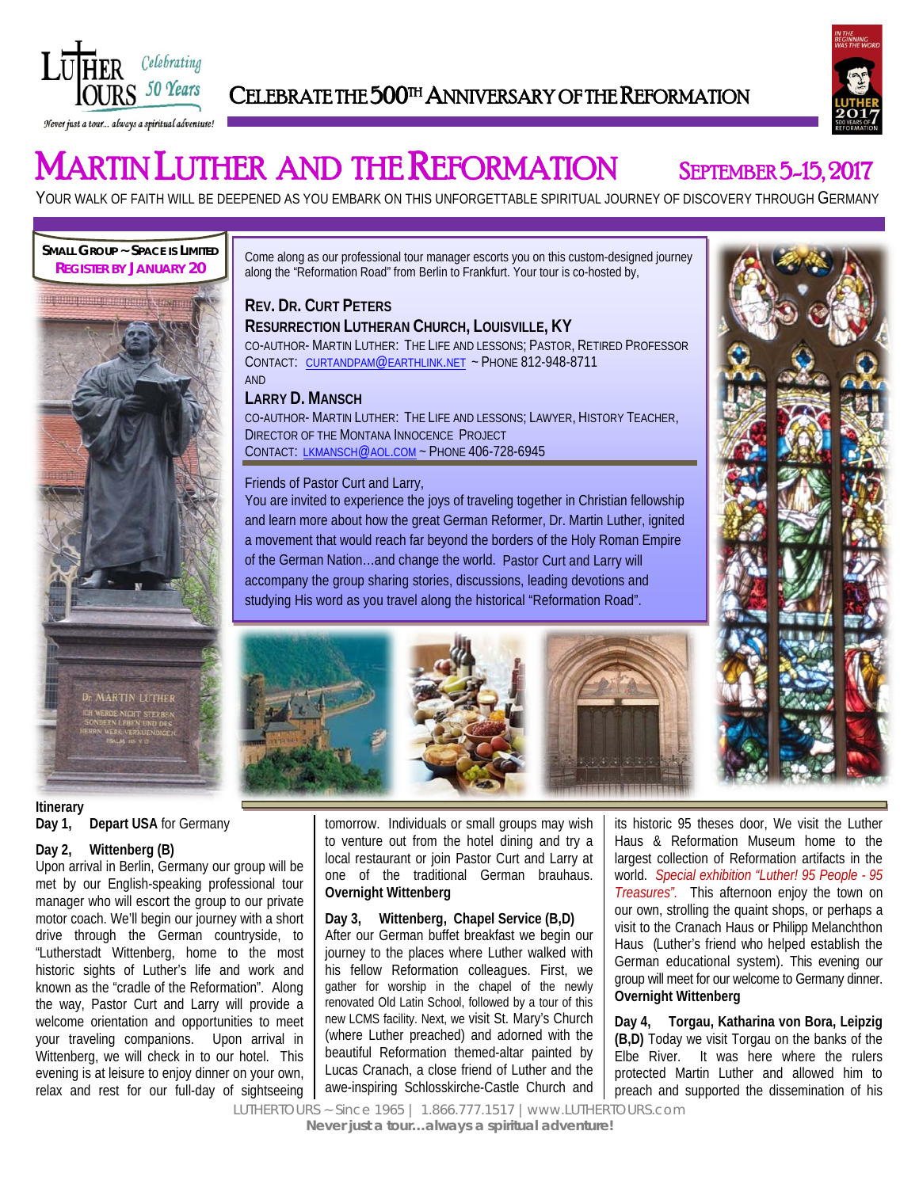LUTHER TOURS Celebrating 50 Years

*Never just a tour... always a spiritual adventure!*

CELEBRATE THE 500TH ANNIVERSARY OF THE REFORMATION

# MARTIN LUTHER AND THE REFORMATION

## SEPTEMBER 5-15, 2017

YOUR WALK OF FAITH WILL BE DEEPENED AS YOU EMBARK ON THIS UNFORGETTABLE SPIRITUAL JOURNEY OF DISCOVERY THROUGH GERMANY

**SMALL GROUP ~ SPACE IS LIMITED**
**REGISTER BY JANUARY 20**

Come along as our professional tour manager escorts you on this custom-designed journey along the "Reformation Road" from Berlin to Frankfurt. Your tour is co-hosted by,

**REV. DR. CURT PETERS**
**RESURRECTION LUTHERAN CHURCH, LOUISVILLE, KY**
CO-AUTHOR- MARTIN LUTHER: THE LIFE AND LESSONS; PASTOR, RETIRED PROFESSOR
CONTACT: CURTANDPAM@EARTHLINK.NET ~ PHONE 812-948-8711

AND

**LARRY D. MANSCH**
CO-AUTHOR- MARTIN LUTHER: THE LIFE AND LESSONS; LAWYER, HISTORY TEACHER, DIRECTOR OF THE MONTANA INNOCENCE PROJECT
CONTACT: LKMANSCH@AOL.COM ~ PHONE 406-728-6945

Friends of Pastor Curt and Larry,

You are invited to experience the joys of traveling together in Christian fellowship and learn more about how the great German Reformer, Dr. Martin Luther, ignited a movement that would reach far beyond the borders of the Holy Roman Empire of the German Nation…and change the world. Pastor Curt and Larry will accompany the group sharing stories, discussions, leading devotions and studying His word as you travel along the historical "Reformation Road".

**Itinerary**

**Day 1, Depart USA** for Germany

**Day 2, Wittenberg (B)**

Upon arrival in Berlin, Germany our group will be met by our English-speaking professional tour manager who will escort the group to our private motor coach. We'll begin our journey with a short drive through the German countryside, to "Lutherstadt Wittenberg, home to the most historic sights of Luther's life and work and known as the "cradle of the Reformation". Along the way, Pastor Curt and Larry will provide a welcome orientation and opportunities to meet your traveling companions. Upon arrival in Wittenberg, we will check in to our hotel. This evening is at leisure to enjoy dinner on your own, relax and rest for our full-day of sightseeing tomorrow. Individuals or small groups may wish to venture out from the hotel dining and try a local restaurant or join Pastor Curt and Larry at one of the traditional German brauhaus. **Overnight Wittenberg**

**Day 3, Wittenberg, Chapel Service (B,D)**

After our German buffet breakfast we begin our journey to the places where Luther walked with his fellow Reformation colleagues. First, we gather for worship in the chapel of the newly renovated Old Latin School, followed by a tour of this new LCMS facility. Next, we visit St. Mary's Church (where Luther preached) and adorned with the beautiful Reformation themed-altar painted by Lucas Cranach, a close friend of Luther and the awe-inspiring Schlosskirche-Castle Church and its historic 95 theses door, We visit the Luther Haus & Reformation Museum home to the largest collection of Reformation artifacts in the world. *Special exhibition "Luther! 95 People - 95 Treasures".* This afternoon enjoy the town on our own, strolling the quaint shops, or perhaps a visit to the Cranach Haus or Philipp Melanchthon Haus (Luther's friend who helped establish the German educational system). This evening our group will meet for our welcome to Germany dinner. **Overnight Wittenberg**

**Day 4, Torgau, Katharina von Bora, Leipzig (B,D)** Today we visit Torgau on the banks of the Elbe River. It was here where the rulers protected Martin Luther and allowed him to preach and supported the dissemination of his

LUTHERTOURS ~ Since 1965 | 1.866.777.1517 | www.LUTHERTOURS.com
**Never just a tour…always a spiritual adventure!**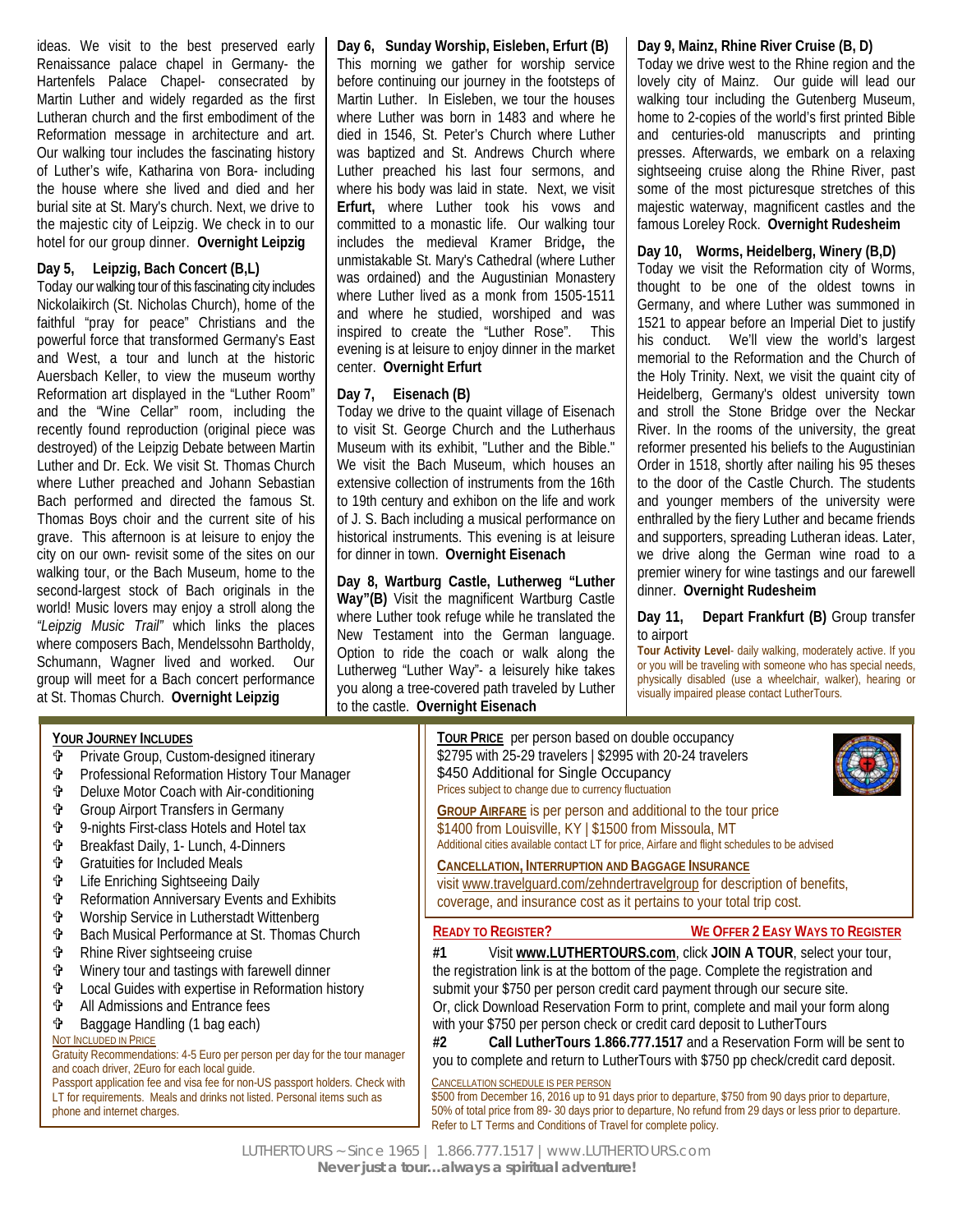ideas. We visit to the best preserved early Renaissance palace chapel in Germany- the Hartenfels Palace Chapel- consecrated by Martin Luther and widely regarded as the first Lutheran church and the first embodiment of the Reformation message in architecture and art. Our walking tour includes the fascinating history of Luther's wife, Katharina von Bora- including the house where she lived and died and her burial site at St. Mary's church. Next, we drive to the majestic city of Leipzig. We check in to our hotel for our group dinner. **Overnight Leipzig**

**Day 5, Leipzig, Bach Concert (B,L)**

Today our walking tour of this fascinating city includes Nickolaikirch (St. Nicholas Church), home of the faithful "pray for peace" Christians and the powerful force that transformed Germany's East and West, a tour and lunch at the historic Auersbach Keller, to view the museum worthy Reformation art displayed in the "Luther Room" and the "Wine Cellar" room, including the recently found reproduction (original piece was destroyed) of the Leipzig Debate between Martin Luther and Dr. Eck. We visit St. Thomas Church where Luther preached and Johann Sebastian Bach performed and directed the famous St. Thomas Boys choir and the current site of his grave. This afternoon is at leisure to enjoy the city on our own- revisit some of the sites on our walking tour, or the Bach Museum, home to the second-largest stock of Bach originals in the world! Music lovers may enjoy a stroll along the *"Leipzig Music Trail"* which links the places where composers Bach, Mendelssohn Bartholdy, Schumann, Wagner lived and worked. Our group will meet for a Bach concert performance at St. Thomas Church. **Overnight Leipzig**

**Day 6, Sunday Worship, Eisleben, Erfurt (B)**

This morning we gather for worship service before continuing our journey in the footsteps of Martin Luther. In Eisleben, we tour the houses where Luther was born in 1483 and where he died in 1546, St. Peter's Church where Luther was baptized and St. Andrews Church where Luther preached his last four sermons, and where his body was laid in state. Next, we visit **Erfurt,** where Luther took his vows and committed to a monastic life. Our walking tour includes the medieval Kramer Bridge**,** the unmistakable St. Mary's Cathedral (where Luther was ordained) and the Augustinian Monastery where Luther lived as a monk from 1505-1511 and where he studied, worshiped and was inspired to create the "Luther Rose". This evening is at leisure to enjoy dinner in the market center. **Overnight Erfurt**

**Day 7, Eisenach (B)**

Today we drive to the quaint village of Eisenach to visit St. George Church and the Lutherhaus Museum with its exhibit, "Luther and the Bible." We visit the Bach Museum, which houses an extensive collection of instruments from the 16th to 19th century and exhibon on the life and work of J. S. Bach including a musical performance on historical instruments. This evening is at leisure for dinner in town. **Overnight Eisenach**

**Day 8, Wartburg Castle, Lutherweg "Luther Way"(B)** Visit the magnificent Wartburg Castle where Luther took refuge while he translated the New Testament into the German language. Option to ride the coach or walk along the Lutherweg "Luther Way"- a leisurely hike takes you along a tree-covered path traveled by Luther to the castle. **Overnight Eisenach**

**Day 9, Mainz, Rhine River Cruise (B, D)**

Today we drive west to the Rhine region and the lovely city of Mainz. Our guide will lead our walking tour including the Gutenberg Museum, home to 2-copies of the world's first printed Bible and centuries-old manuscripts and printing presses. Afterwards, we embark on a relaxing sightseeing cruise along the Rhine River, past some of the most picturesque stretches of this majestic waterway, magnificent castles and the famous Loreley Rock. **Overnight Rudesheim**

**Day 10, Worms, Heidelberg, Winery (B,D)**

Today we visit the Reformation city of Worms, thought to be one of the oldest towns in Germany, and where Luther was summoned in 1521 to appear before an Imperial Diet to justify his conduct. We'll view the world's largest memorial to the Reformation and the Church of the Holy Trinity. Next, we visit the quaint city of Heidelberg, Germany's oldest university town and stroll the Stone Bridge over the Neckar River. In the rooms of the university, the great reformer presented his beliefs to the Augustinian Order in 1518, shortly after nailing his 95 theses to the door of the Castle Church. The students and younger members of the university were enthralled by the fiery Luther and became friends and supporters, spreading Lutheran ideas. Later, we drive along the German wine road to a premier winery for wine tastings and our farewell dinner. **Overnight Rudesheim**

**Day 11, Depart Frankfurt (B)** Group transfer to airport

**Tour Activity Level**- daily walking, moderately active. If you or you will be traveling with someone who has special needs, physically disabled (use a wheelchair, walker), hearing or visually impaired please contact LutherTours.

**YOUR JOURNEY INCLUDES**

- Private Group, Custom-designed itinerary
- Professional Reformation History Tour Manager
- Deluxe Motor Coach with Air-conditioning
- Group Airport Transfers in Germany
- 9-nights First-class Hotels and Hotel tax
- Breakfast Daily, 1- Lunch, 4-Dinners
- Gratuities for Included Meals
- Life Enriching Sightseeing Daily
- Reformation Anniversary Events and Exhibits
- Worship Service in Lutherstadt Wittenberg
- Bach Musical Performance at St. Thomas Church
- Rhine River sightseeing cruise
- Winery tour and tastings with farewell dinner
- Local Guides with expertise in Reformation history
- All Admissions and Entrance fees
- Baggage Handling (1 bag each)

NOT INCLUDED IN PRICE

Gratuity Recommendations: 4-5 Euro per person per day for the tour manager and coach driver, 2Euro for each local guide.

Passport application fee and visa fee for non-US passport holders. Check with LT for requirements. Meals and drinks not listed. Personal items such as phone and internet charges.

**TOUR PRICE** per person based on double occupancy

$2795 with 25-29 travelers | $2995 with 20-24 travelers

$450 Additional for Single Occupancy

Prices subject to change due to currency fluctuation

**GROUP AIRFARE** is per person and additional to the tour price

$1400 from Louisville, KY | $1500 from Missoula, MT

Additional cities available contact LT for price, Airfare and flight schedules to be advised

**CANCELLATION, INTERRUPTION AND BAGGAGE INSURANCE**

visit www.travelguard.com/zehndertravelgroup for description of benefits, coverage, and insurance cost as it pertains to your total trip cost.

**READY TO REGISTER?** **WE OFFER 2 EASY WAYS TO REGISTER**

**#1** Visit **www.LUTHERTOURS.com**, click **JOIN A TOUR**, select your tour, the registration link is at the bottom of the page. Complete the registration and submit your $750 per person credit card payment through our secure site. Or, click Download Reservation Form to print, complete and mail your form along with your $750 per person check or credit card deposit to LutherTours

**#2** **Call LutherTours 1.866.777.1517** and a Reservation Form will be sent to you to complete and return to LutherTours with $750 pp check/credit card deposit.

CANCELLATION SCHEDULE IS PER PERSON

$500 from December 16, 2016 up to 91 days prior to departure, $750 from 90 days prior to departure, 50% of total price from 89- 30 days prior to departure, No refund from 29 days or less prior to departure. Refer to LT Terms and Conditions of Travel for complete policy.

LUTHERTOURS ~ Since 1965 | 1.866.777.1517 | www.LUTHERTOURS.com

***Never just a tour…always a spiritual adventure!***